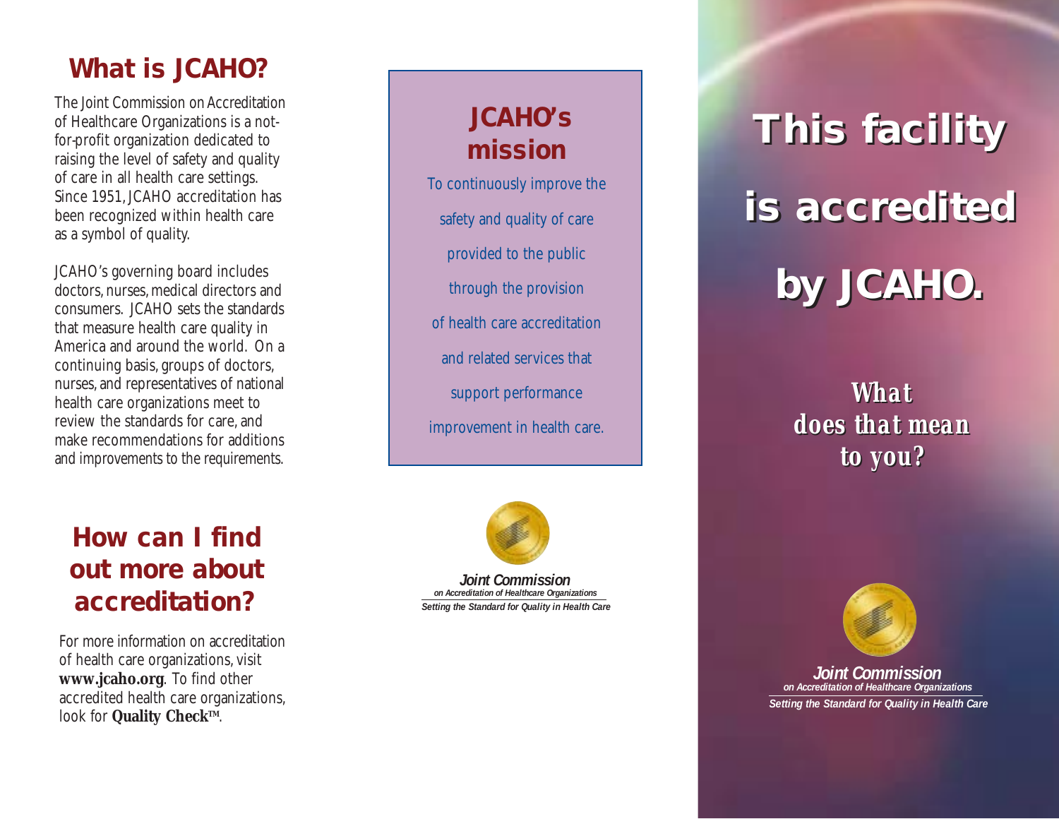## What is JCAHO?

The Joint Commission on Accreditation of Healthcare Organizations is a not-for-profit organization dedicated to raising the level of safety and quality of care in all health care settings. Since 1951, JCAHO accreditation has been recognized within health care as a symbol of quality.

JCAHO's governing board includes doctors, nurses, medical directors and consumers. JCAHO sets the standards that measure health care quality in America and around the world. On a continuing basis, groups of doctors, nurses, and representatives of national health care organizations meet to review the standards for care, and make recommendations for additions and improvements to the requirements.

## How can I find out more about accreditation?

For more information on accreditation of health care organizations, visit **www.jcaho.org**. To find other accredited health care organizations, look for **Quality Check**™.

## JCAHO's mission

To continuously improve the safety and quality of care provided to the public through the provision of health care accreditation and related services that support performance improvement in health care.

***Joint Commission***
*on Accreditation of Healthcare Organizations*
*Setting the Standard for Quality in Health Care*

# This facility is accredited by JCAHO.

***What does that mean to you?***

***Joint Commission***
*on Accreditation of Healthcare Organizations*
*Setting the Standard for Quality in Health Care*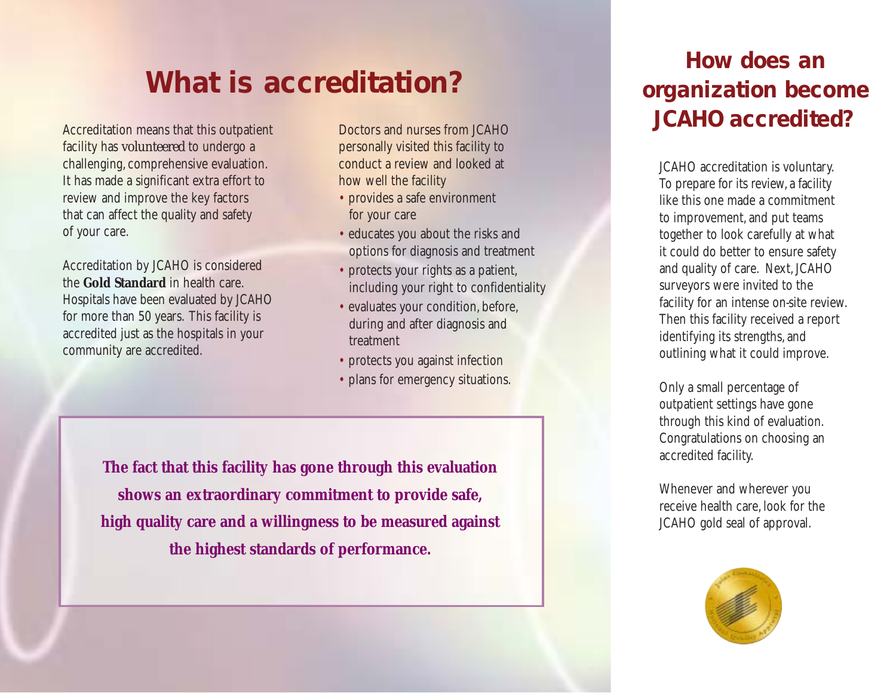# What is accreditation?

Accreditation means that this outpatient facility has *volunteered* to undergo a challenging, comprehensive evaluation. It has made a significant extra effort to review and improve the key factors that can affect the quality and safety of your care.

Accreditation by JCAHO is considered the **Gold Standard** in health care. Hospitals have been evaluated by JCAHO for more than 50 years. This facility is accredited just as the hospitals in your community are accredited.

Doctors and nurses from JCAHO personally visited this facility to conduct a review and looked at how well the facility

- provides a safe environment for your care
- educates you about the risks and options for diagnosis and treatment
- protects your rights as a patient, including your right to confidentiality
- evaluates your condition, before, during and after diagnosis and treatment
- protects you against infection
- plans for emergency situations.

**The fact that this facility has gone through this evaluation shows an extraordinary commitment to provide safe, high quality care and a willingness to be measured against the highest standards of performance.**

# How does an organization become JCAHO accredited?

JCAHO accreditation is voluntary. To prepare for its review, a facility like this one made a commitment to improvement, and put teams together to look carefully at what it could do better to ensure safety and quality of care. Next, JCAHO surveyors were invited to the facility for an intense on-site review. Then this facility received a report identifying its strengths, and outlining what it could improve.

Only a small percentage of outpatient settings have gone through this kind of evaluation. Congratulations on choosing an accredited facility.

Whenever and wherever you receive health care, look for the JCAHO gold seal of approval.